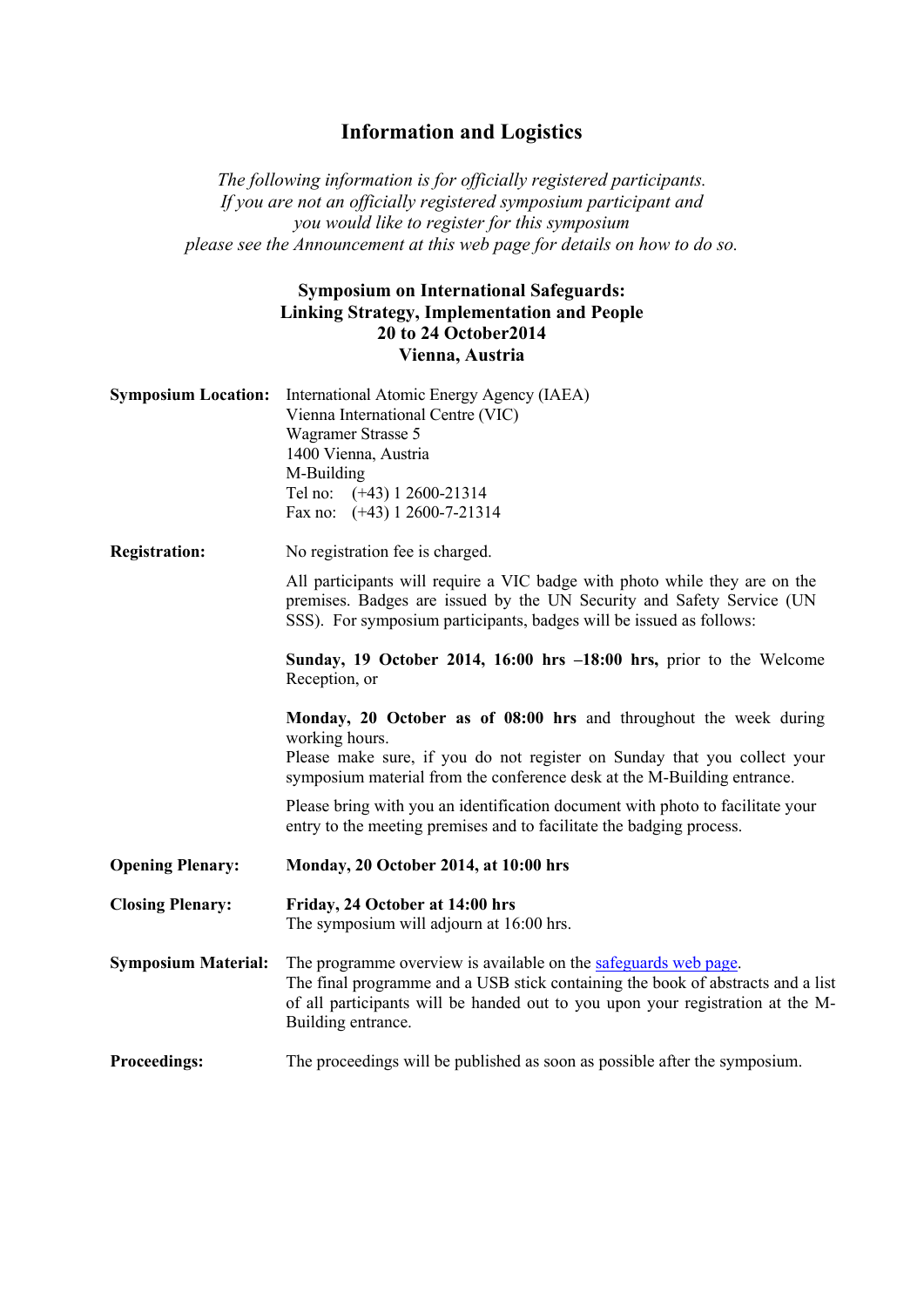# Information and Logistics

*The following information is for officially registered participants.*
*If you are not an officially registered symposium participant and*
*you would like to register for this symposium*
*please see the Announcement at this web page for details on how to do so.*

## Symposium on International Safeguards: Linking Strategy, Implementation and People
## 20 to 24 October2014
## Vienna, Austria

**Symposium Location:** International Atomic Energy Agency (IAEA)
Vienna International Centre (VIC)
Wagramer Strasse 5
1400 Vienna, Austria
M-Building
Tel no: (+43) 1 2600-21314
Fax no: (+43) 1 2600-7-21314

**Registration:** No registration fee is charged.

All participants will require a VIC badge with photo while they are on the premises. Badges are issued by the UN Security and Safety Service (UN SSS). For symposium participants, badges will be issued as follows:

**Sunday, 19 October 2014, 16:00 hrs –18:00 hrs,** prior to the Welcome Reception, or

**Monday, 20 October as of 08:00 hrs** and throughout the week during working hours.
Please make sure, if you do not register on Sunday that you collect your symposium material from the conference desk at the M-Building entrance.

Please bring with you an identification document with photo to facilitate your entry to the meeting premises and to facilitate the badging process.

**Opening Plenary:** **Monday, 20 October 2014, at 10:00 hrs**

**Closing Plenary:** **Friday, 24 October at 14:00 hrs**
The symposium will adjourn at 16:00 hrs.

**Symposium Material:** The programme overview is available on the safeguards web page.
The final programme and a USB stick containing the book of abstracts and a list of all participants will be handed out to you upon your registration at the M-Building entrance.

**Proceedings:** The proceedings will be published as soon as possible after the symposium.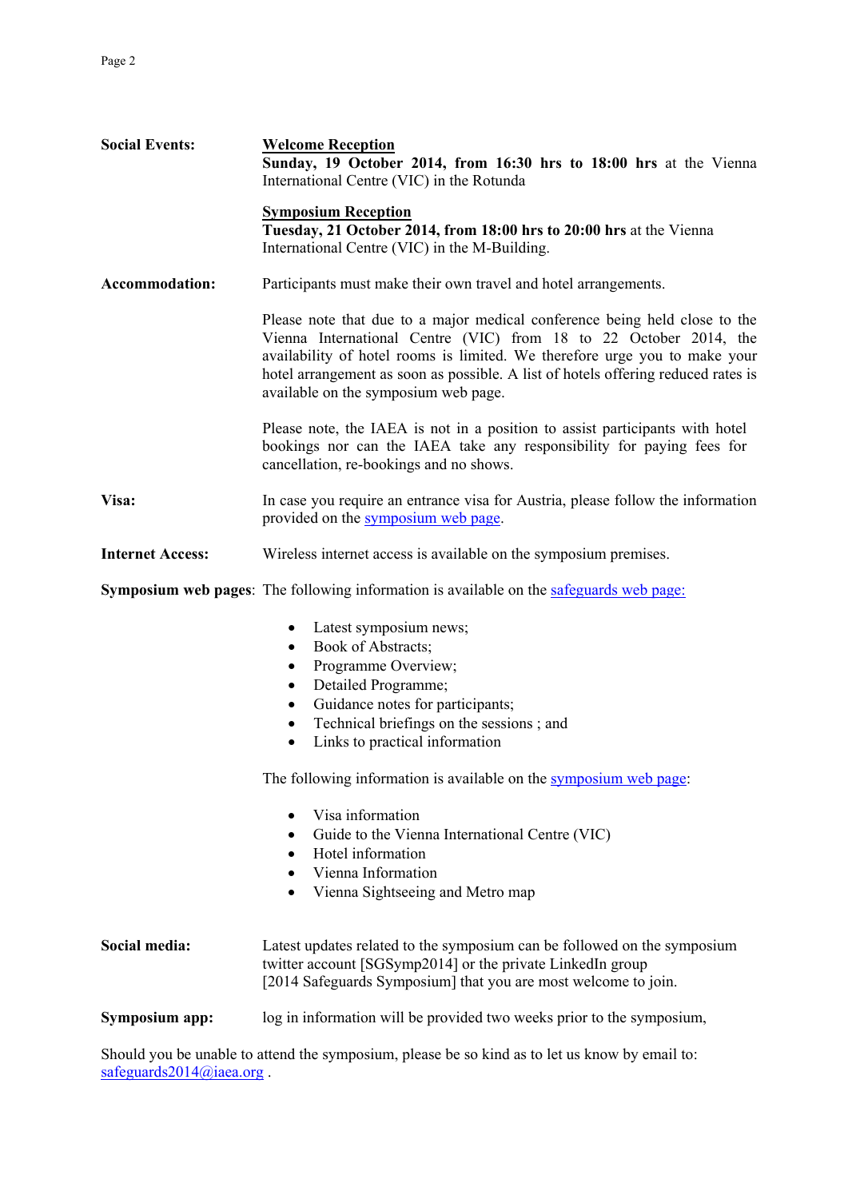**Social Events:**

**Welcome Reception**
**Sunday, 19 October 2014, from 16:30 hrs to 18:00 hrs** at the Vienna International Centre (VIC) in the Rotunda

**Symposium Reception**
**Tuesday, 21 October 2014, from 18:00 hrs to 20:00 hrs** at the Vienna International Centre (VIC) in the M-Building.

**Accommodation:** Participants must make their own travel and hotel arrangements.

Please note that due to a major medical conference being held close to the Vienna International Centre (VIC) from 18 to 22 October 2014, the availability of hotel rooms is limited. We therefore urge you to make your hotel arrangement as soon as possible. A list of hotels offering reduced rates is available on the symposium web page.

Please note, the IAEA is not in a position to assist participants with hotel bookings nor can the IAEA take any responsibility for paying fees for cancellation, re-bookings and no shows.

**Visa:** In case you require an entrance visa for Austria, please follow the information provided on the symposium web page.

**Internet Access:** Wireless internet access is available on the symposium premises.

**Symposium web pages**: The following information is available on the safeguards web page:

- Latest symposium news;
- Book of Abstracts;
- Programme Overview;
- Detailed Programme;
- Guidance notes for participants;
- Technical briefings on the sessions ; and
- Links to practical information

The following information is available on the symposium web page:

- Visa information
- Guide to the Vienna International Centre (VIC)
- Hotel information
- Vienna Information
- Vienna Sightseeing and Metro map

**Social media:** Latest updates related to the symposium can be followed on the symposium twitter account [SGSymp2014] or the private LinkedIn group [2014 Safeguards Symposium] that you are most welcome to join.

**Symposium app:** log in information will be provided two weeks prior to the symposium,

Should you be unable to attend the symposium, please be so kind as to let us know by email to: safeguards2014@iaea.org .